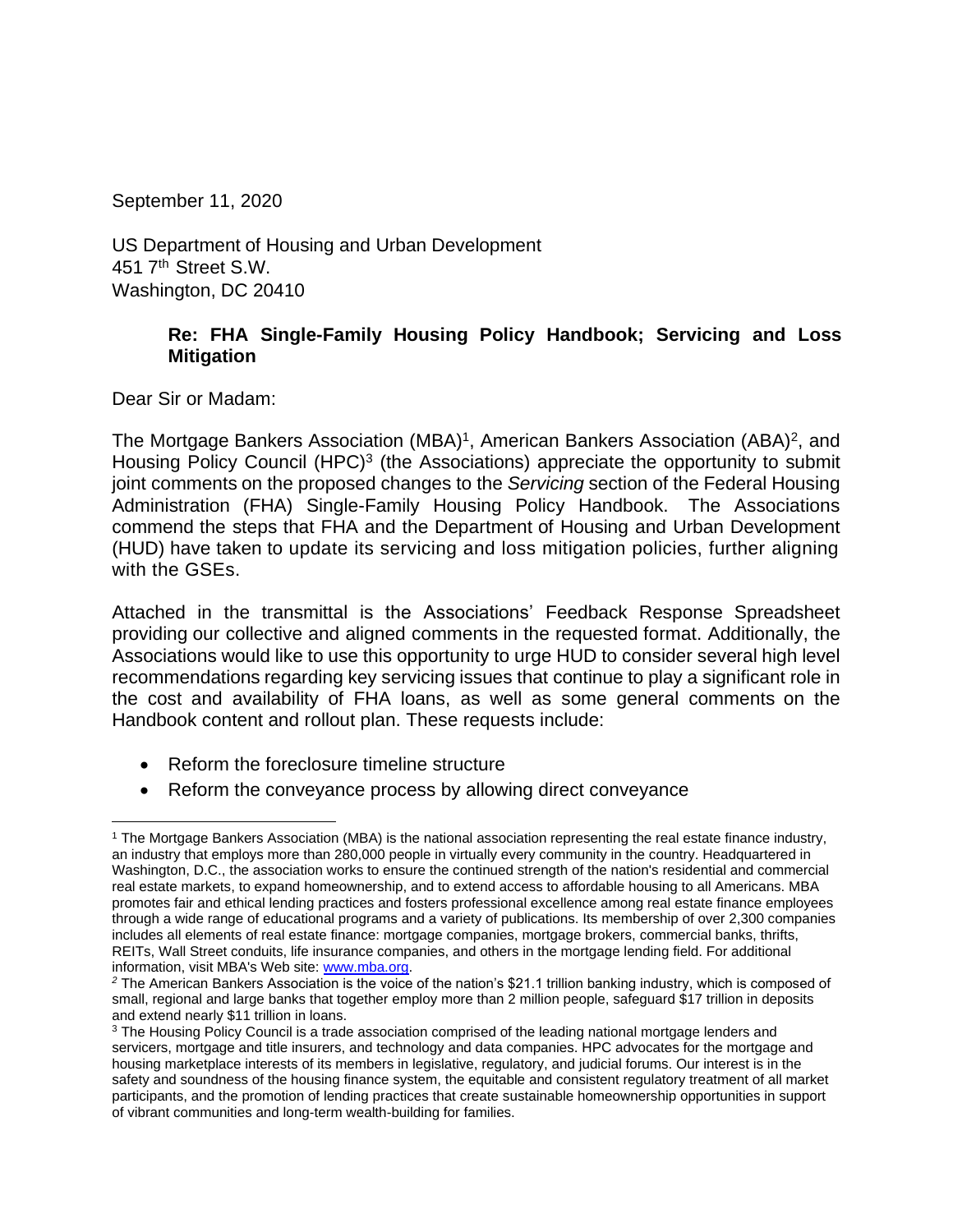September 11, 2020

US Department of Housing and Urban Development
451 7th Street S.W.
Washington, DC 20410

**Re: FHA Single-Family Housing Policy Handbook; Servicing and Loss Mitigation**

Dear Sir or Madam:

The Mortgage Bankers Association (MBA)[1], American Bankers Association (ABA)[2], and Housing Policy Council (HPC)[3] (the Associations) appreciate the opportunity to submit joint comments on the proposed changes to the *Servicing* section of the Federal Housing Administration (FHA) Single-Family Housing Policy Handbook. The Associations commend the steps that FHA and the Department of Housing and Urban Development (HUD) have taken to update its servicing and loss mitigation policies, further aligning with the GSEs.

Attached in the transmittal is the Associations' Feedback Response Spreadsheet providing our collective and aligned comments in the requested format. Additionally, the Associations would like to use this opportunity to urge HUD to consider several high level recommendations regarding key servicing issues that continue to play a significant role in the cost and availability of FHA loans, as well as some general comments on the Handbook content and rollout plan. These requests include:

- Reform the foreclosure timeline structure
- Reform the conveyance process by allowing direct conveyance

---

[1] The Mortgage Bankers Association (MBA) is the national association representing the real estate finance industry, an industry that employs more than 280,000 people in virtually every community in the country. Headquartered in Washington, D.C., the association works to ensure the continued strength of the nation's residential and commercial real estate markets, to expand homeownership, and to extend access to affordable housing to all Americans. MBA promotes fair and ethical lending practices and fosters professional excellence among real estate finance employees through a wide range of educational programs and a variety of publications. Its membership of over 2,300 companies includes all elements of real estate finance: mortgage companies, mortgage brokers, commercial banks, thrifts, REITs, Wall Street conduits, life insurance companies, and others in the mortgage lending field. For additional information, visit MBA's Web site: www.mba.org.

[2] The American Bankers Association is the voice of the nation's $21.1 trillion banking industry, which is composed of small, regional and large banks that together employ more than 2 million people, safeguard $17 trillion in deposits and extend nearly $11 trillion in loans.

[3] The Housing Policy Council is a trade association comprised of the leading national mortgage lenders and servicers, mortgage and title insurers, and technology and data companies. HPC advocates for the mortgage and housing marketplace interests of its members in legislative, regulatory, and judicial forums. Our interest is in the safety and soundness of the housing finance system, the equitable and consistent regulatory treatment of all market participants, and the promotion of lending practices that create sustainable homeownership opportunities in support of vibrant communities and long-term wealth-building for families.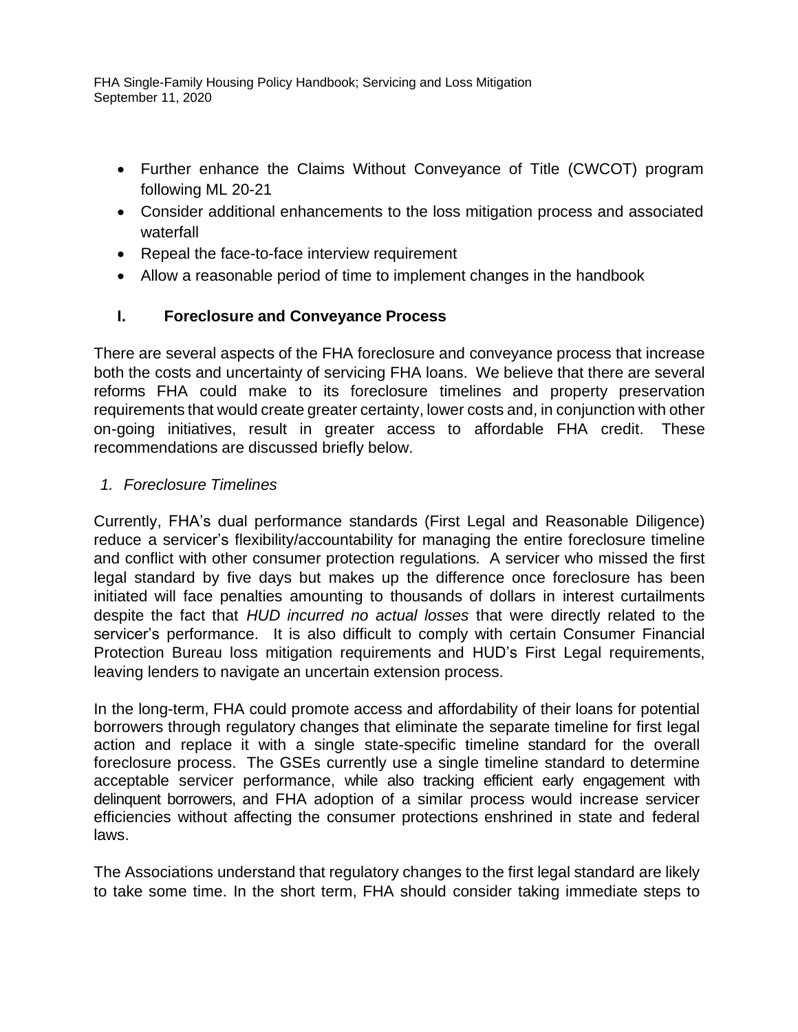- Further enhance the Claims Without Conveyance of Title (CWCOT) program following ML 20-21
- Consider additional enhancements to the loss mitigation process and associated waterfall
- Repeal the face-to-face interview requirement
- Allow a reasonable period of time to implement changes in the handbook

## I. Foreclosure and Conveyance Process

There are several aspects of the FHA foreclosure and conveyance process that increase both the costs and uncertainty of servicing FHA loans. We believe that there are several reforms FHA could make to its foreclosure timelines and property preservation requirements that would create greater certainty, lower costs and, in conjunction with other on-going initiatives, result in greater access to affordable FHA credit. These recommendations are discussed briefly below.

### *1. Foreclosure Timelines*

Currently, FHA's dual performance standards (First Legal and Reasonable Diligence) reduce a servicer's flexibility/accountability for managing the entire foreclosure timeline and conflict with other consumer protection regulations. A servicer who missed the first legal standard by five days but makes up the difference once foreclosure has been initiated will face penalties amounting to thousands of dollars in interest curtailments despite the fact that *HUD incurred no actual losses* that were directly related to the servicer's performance. It is also difficult to comply with certain Consumer Financial Protection Bureau loss mitigation requirements and HUD's First Legal requirements, leaving lenders to navigate an uncertain extension process.

In the long-term, FHA could promote access and affordability of their loans for potential borrowers through regulatory changes that eliminate the separate timeline for first legal action and replace it with a single state-specific timeline standard for the overall foreclosure process. The GSEs currently use a single timeline standard to determine acceptable servicer performance, while also tracking efficient early engagement with delinquent borrowers, and FHA adoption of a similar process would increase servicer efficiencies without affecting the consumer protections enshrined in state and federal laws.

The Associations understand that regulatory changes to the first legal standard are likely to take some time. In the short term, FHA should consider taking immediate steps to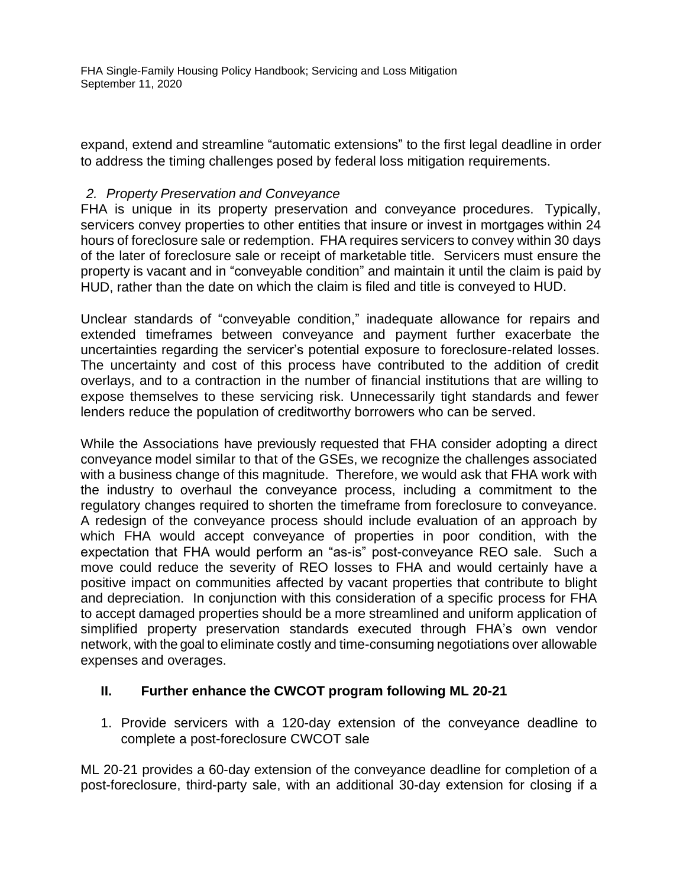expand, extend and streamline "automatic extensions" to the first legal deadline in order to address the timing challenges posed by federal loss mitigation requirements.

*2. Property Preservation and Conveyance*

FHA is unique in its property preservation and conveyance procedures. Typically, servicers convey properties to other entities that insure or invest in mortgages within 24 hours of foreclosure sale or redemption. FHA requires servicers to convey within 30 days of the later of foreclosure sale or receipt of marketable title. Servicers must ensure the property is vacant and in "conveyable condition" and maintain it until the claim is paid by HUD, rather than the date on which the claim is filed and title is conveyed to HUD.

Unclear standards of "conveyable condition," inadequate allowance for repairs and extended timeframes between conveyance and payment further exacerbate the uncertainties regarding the servicer's potential exposure to foreclosure-related losses. The uncertainty and cost of this process have contributed to the addition of credit overlays, and to a contraction in the number of financial institutions that are willing to expose themselves to these servicing risk. Unnecessarily tight standards and fewer lenders reduce the population of creditworthy borrowers who can be served.

While the Associations have previously requested that FHA consider adopting a direct conveyance model similar to that of the GSEs, we recognize the challenges associated with a business change of this magnitude. Therefore, we would ask that FHA work with the industry to overhaul the conveyance process, including a commitment to the regulatory changes required to shorten the timeframe from foreclosure to conveyance. A redesign of the conveyance process should include evaluation of an approach by which FHA would accept conveyance of properties in poor condition, with the expectation that FHA would perform an "as-is" post-conveyance REO sale. Such a move could reduce the severity of REO losses to FHA and would certainly have a positive impact on communities affected by vacant properties that contribute to blight and depreciation. In conjunction with this consideration of a specific process for FHA to accept damaged properties should be a more streamlined and uniform application of simplified property preservation standards executed through FHA's own vendor network, with the goal to eliminate costly and time-consuming negotiations over allowable expenses and overages.

## II. Further enhance the CWCOT program following ML 20-21

1. Provide servicers with a 120-day extension of the conveyance deadline to complete a post-foreclosure CWCOT sale

ML 20-21 provides a 60-day extension of the conveyance deadline for completion of a post-foreclosure, third-party sale, with an additional 30-day extension for closing if a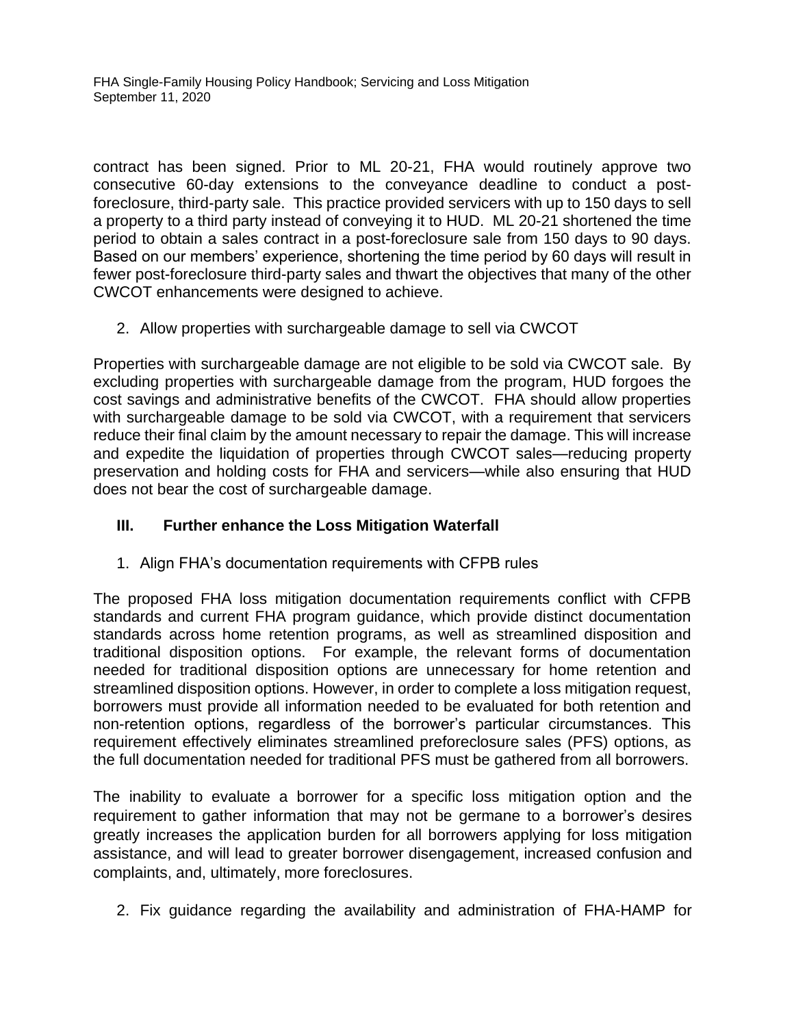contract has been signed. Prior to ML 20-21, FHA would routinely approve two consecutive 60-day extensions to the conveyance deadline to conduct a post-foreclosure, third-party sale. This practice provided servicers with up to 150 days to sell a property to a third party instead of conveying it to HUD. ML 20-21 shortened the time period to obtain a sales contract in a post-foreclosure sale from 150 days to 90 days. Based on our members' experience, shortening the time period by 60 days will result in fewer post-foreclosure third-party sales and thwart the objectives that many of the other CWCOT enhancements were designed to achieve.

2. Allow properties with surchargeable damage to sell via CWCOT

Properties with surchargeable damage are not eligible to be sold via CWCOT sale. By excluding properties with surchargeable damage from the program, HUD forgoes the cost savings and administrative benefits of the CWCOT. FHA should allow properties with surchargeable damage to be sold via CWCOT, with a requirement that servicers reduce their final claim by the amount necessary to repair the damage. This will increase and expedite the liquidation of properties through CWCOT sales—reducing property preservation and holding costs for FHA and servicers—while also ensuring that HUD does not bear the cost of surchargeable damage.

## III. Further enhance the Loss Mitigation Waterfall

1. Align FHA's documentation requirements with CFPB rules

The proposed FHA loss mitigation documentation requirements conflict with CFPB standards and current FHA program guidance, which provide distinct documentation standards across home retention programs, as well as streamlined disposition and traditional disposition options. For example, the relevant forms of documentation needed for traditional disposition options are unnecessary for home retention and streamlined disposition options. However, in order to complete a loss mitigation request, borrowers must provide all information needed to be evaluated for both retention and non-retention options, regardless of the borrower's particular circumstances. This requirement effectively eliminates streamlined preforeclosure sales (PFS) options, as the full documentation needed for traditional PFS must be gathered from all borrowers.

The inability to evaluate a borrower for a specific loss mitigation option and the requirement to gather information that may not be germane to a borrower's desires greatly increases the application burden for all borrowers applying for loss mitigation assistance, and will lead to greater borrower disengagement, increased confusion and complaints, and, ultimately, more foreclosures.

2. Fix guidance regarding the availability and administration of FHA-HAMP for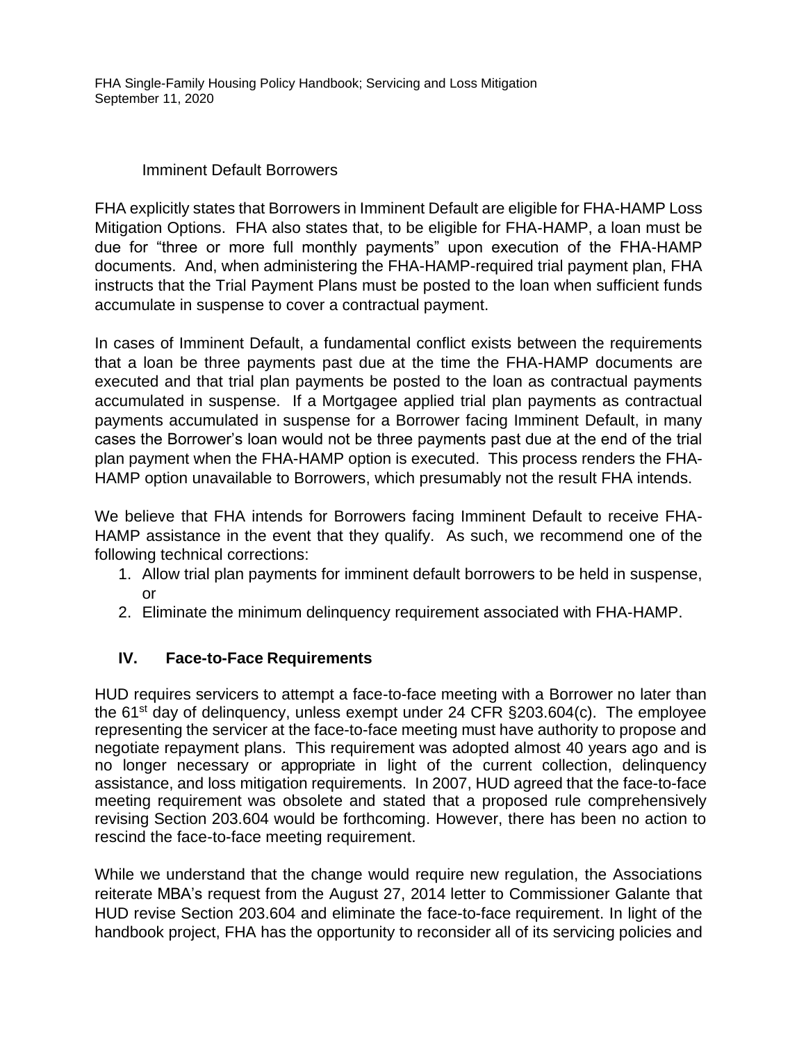### Imminent Default Borrowers

FHA explicitly states that Borrowers in Imminent Default are eligible for FHA-HAMP Loss Mitigation Options. FHA also states that, to be eligible for FHA-HAMP, a loan must be due for "three or more full monthly payments" upon execution of the FHA-HAMP documents. And, when administering the FHA-HAMP-required trial payment plan, FHA instructs that the Trial Payment Plans must be posted to the loan when sufficient funds accumulate in suspense to cover a contractual payment.

In cases of Imminent Default, a fundamental conflict exists between the requirements that a loan be three payments past due at the time the FHA-HAMP documents are executed and that trial plan payments be posted to the loan as contractual payments accumulated in suspense. If a Mortgagee applied trial plan payments as contractual payments accumulated in suspense for a Borrower facing Imminent Default, in many cases the Borrower's loan would not be three payments past due at the end of the trial plan payment when the FHA-HAMP option is executed. This process renders the FHA-HAMP option unavailable to Borrowers, which presumably not the result FHA intends.

We believe that FHA intends for Borrowers facing Imminent Default to receive FHA-HAMP assistance in the event that they qualify. As such, we recommend one of the following technical corrections:

1. Allow trial plan payments for imminent default borrowers to be held in suspense, or
2. Eliminate the minimum delinquency requirement associated with FHA-HAMP.

## IV. Face-to-Face Requirements

HUD requires servicers to attempt a face-to-face meeting with a Borrower no later than the 61st day of delinquency, unless exempt under 24 CFR §203.604(c). The employee representing the servicer at the face-to-face meeting must have authority to propose and negotiate repayment plans. This requirement was adopted almost 40 years ago and is no longer necessary or appropriate in light of the current collection, delinquency assistance, and loss mitigation requirements. In 2007, HUD agreed that the face-to-face meeting requirement was obsolete and stated that a proposed rule comprehensively revising Section 203.604 would be forthcoming. However, there has been no action to rescind the face-to-face meeting requirement.

While we understand that the change would require new regulation, the Associations reiterate MBA's request from the August 27, 2014 letter to Commissioner Galante that HUD revise Section 203.604 and eliminate the face-to-face requirement. In light of the handbook project, FHA has the opportunity to reconsider all of its servicing policies and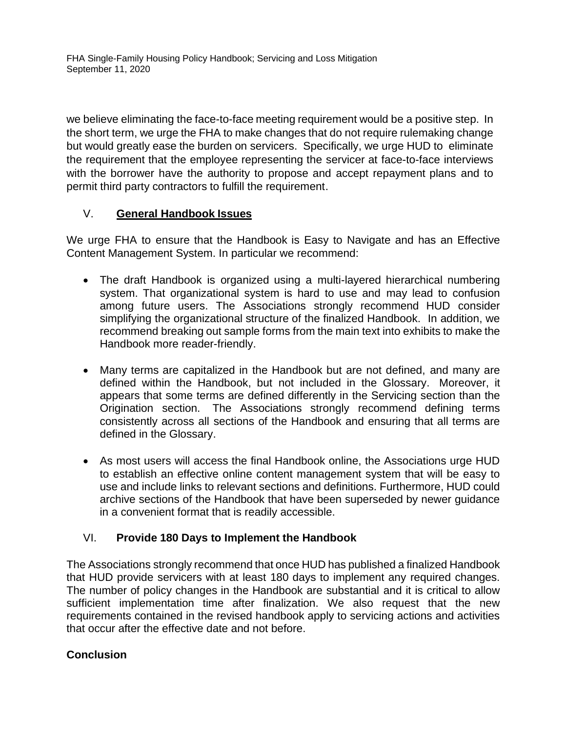we believe eliminating the face-to-face meeting requirement would be a positive step. In the short term, we urge the FHA to make changes that do not require rulemaking change but would greatly ease the burden on servicers. Specifically, we urge HUD to eliminate the requirement that the employee representing the servicer at face-to-face interviews with the borrower have the authority to propose and accept repayment plans and to permit third party contractors to fulfill the requirement.

## V. General Handbook Issues

We urge FHA to ensure that the Handbook is Easy to Navigate and has an Effective Content Management System. In particular we recommend:

- The draft Handbook is organized using a multi-layered hierarchical numbering system. That organizational system is hard to use and may lead to confusion among future users. The Associations strongly recommend HUD consider simplifying the organizational structure of the finalized Handbook. In addition, we recommend breaking out sample forms from the main text into exhibits to make the Handbook more reader-friendly.

- Many terms are capitalized in the Handbook but are not defined, and many are defined within the Handbook, but not included in the Glossary. Moreover, it appears that some terms are defined differently in the Servicing section than the Origination section. The Associations strongly recommend defining terms consistently across all sections of the Handbook and ensuring that all terms are defined in the Glossary.

- As most users will access the final Handbook online, the Associations urge HUD to establish an effective online content management system that will be easy to use and include links to relevant sections and definitions. Furthermore, HUD could archive sections of the Handbook that have been superseded by newer guidance in a convenient format that is readily accessible.

## VI. Provide 180 Days to Implement the Handbook

The Associations strongly recommend that once HUD has published a finalized Handbook that HUD provide servicers with at least 180 days to implement any required changes. The number of policy changes in the Handbook are substantial and it is critical to allow sufficient implementation time after finalization. We also request that the new requirements contained in the revised handbook apply to servicing actions and activities that occur after the effective date and not before.

## Conclusion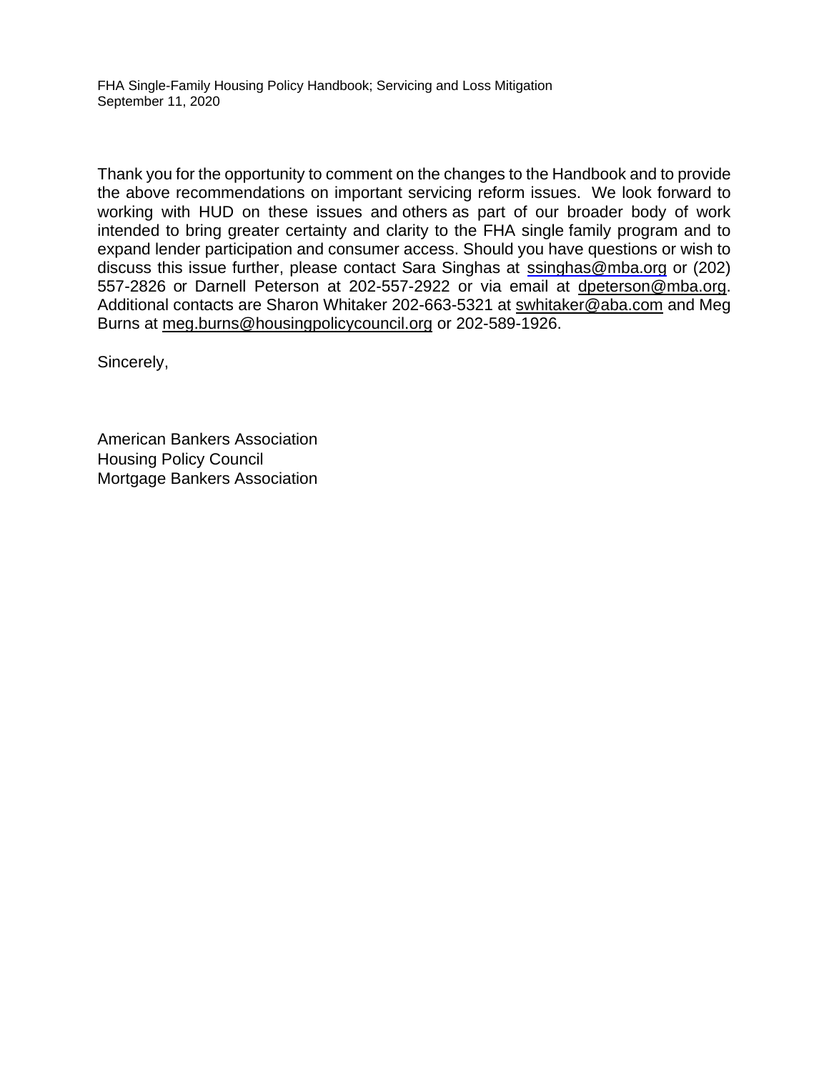Thank you for the opportunity to comment on the changes to the Handbook and to provide the above recommendations on important servicing reform issues. We look forward to working with HUD on these issues and others as part of our broader body of work intended to bring greater certainty and clarity to the FHA single family program and to expand lender participation and consumer access. Should you have questions or wish to discuss this issue further, please contact Sara Singhas at ssinghas@mba.org or (202) 557-2826 or Darnell Peterson at 202-557-2922 or via email at dpeterson@mba.org. Additional contacts are Sharon Whitaker 202-663-5321 at swhitaker@aba.com and Meg Burns at meg.burns@housingpolicycouncil.org or 202-589-1926.

Sincerely,

American Bankers Association
Housing Policy Council
Mortgage Bankers Association